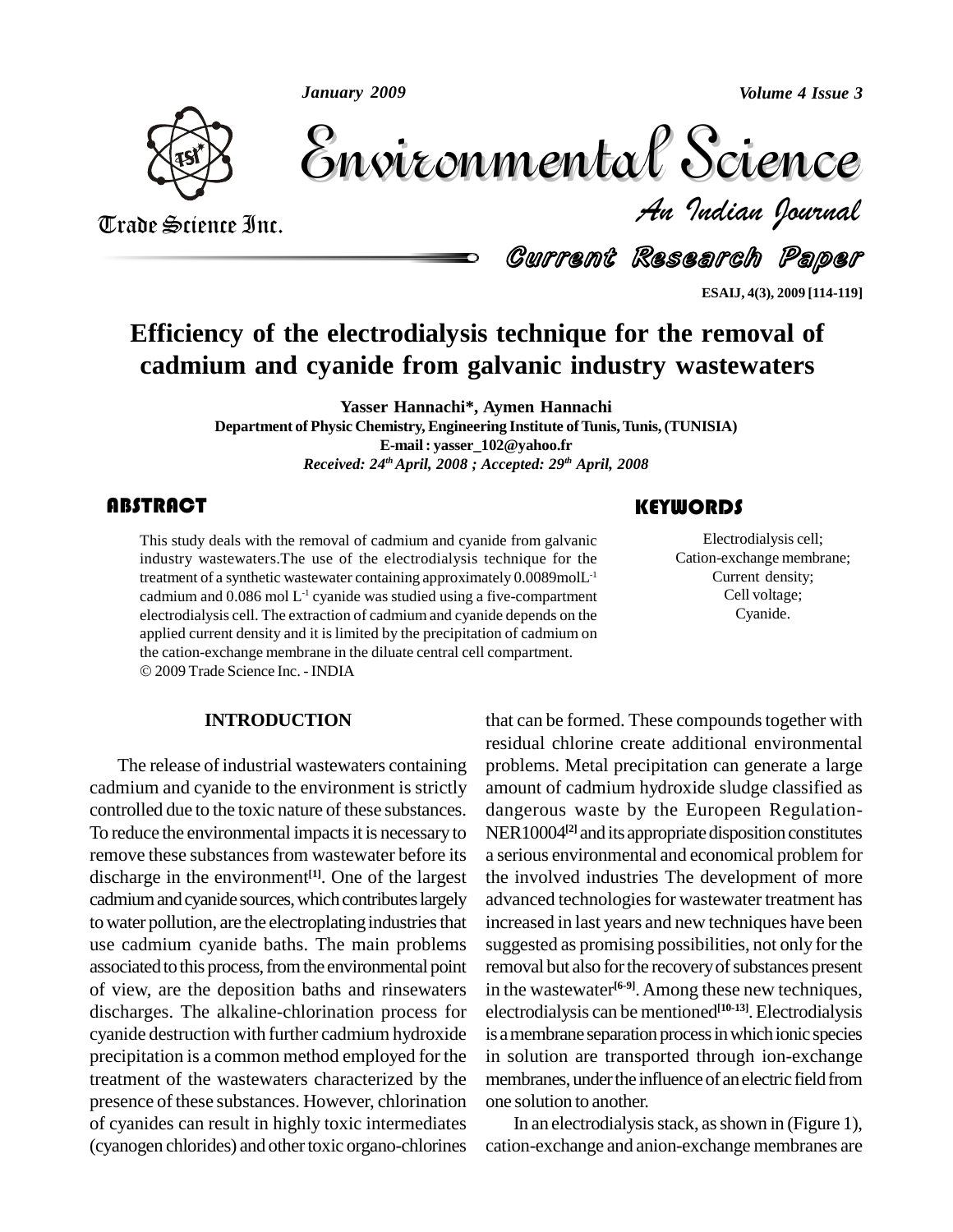# Efficiency of the electrodialysis technique for the removal of cadmium and cyanide from galvanic industry wastewaters

**Yasser Hannachi\*, Aymen Hannachi**

**Department of Physic Chemistry, Engineering Institute of Tunis, Tunis, (TUNISIA)**

**E-mail : yasser_102@yahoo.fr**

*Received: 24th April, 2008 ; Accepted: 29th April, 2008*

## ABSTRACT

This study deals with the removal of cadmium and cyanide from galvanic industry wastewaters.The use of the electrodialysis technique for the treatment of a synthetic wastewater containing approximately 0.0089molL$^{-1}$ cadmium and 0.086 mol L$^{-1}$ cyanide was studied using a five-compartment electrodialysis cell. The extraction of cadmium and cyanide depends on the applied current density and it is limited by the precipitation of cadmium on the cation-exchange membrane in the diluate central cell compartment.

© 2009 Trade Science Inc. - INDIA

## KEYWORDS

Electrodialysis cell;
Cation-exchange membrane;
Current density;
Cell voltage;
Cyanide.

## INTRODUCTION

The release of industrial wastewaters containing cadmium and cyanide to the environment is strictly controlled due to the toxic nature of these substances. To reduce the environmental impacts it is necessary to remove these substances from wastewater before its discharge in the environment[1]. One of the largest cadmium and cyanide sources, which contributes largely to water pollution, are the electroplating industries that use cadmium cyanide baths. The main problems associated to this process, from the environmental point of view, are the deposition baths and rinsewaters discharges. The alkaline-chlorination process for cyanide destruction with further cadmium hydroxide precipitation is a common method employed for the treatment of the wastewaters characterized by the presence of these substances. However, chlorination of cyanides can result in highly toxic intermediates (cyanogen chlorides) and other toxic organo-chlorines that can be formed. These compounds together with residual chlorine create additional environmental problems. Metal precipitation can generate a large amount of cadmium hydroxide sludge classified as dangerous waste by the Europeen Regulation-NER10004[2] and its appropriate disposition constitutes a serious environmental and economical problem for the involved industries The development of more advanced technologies for wastewater treatment has increased in last years and new techniques have been suggested as promising possibilities, not only for the removal but also for the recovery of substances present in the wastewater[6-9]. Among these new techniques, electrodialysis can be mentioned[10-13]. Electrodialysis is a membrane separation process in which ionic species in solution are transported through ion-exchange membranes, under the influence of an electric field from one solution to another.

In an electrodialysis stack, as shown in (Figure 1), cation-exchange and anion-exchange membranes are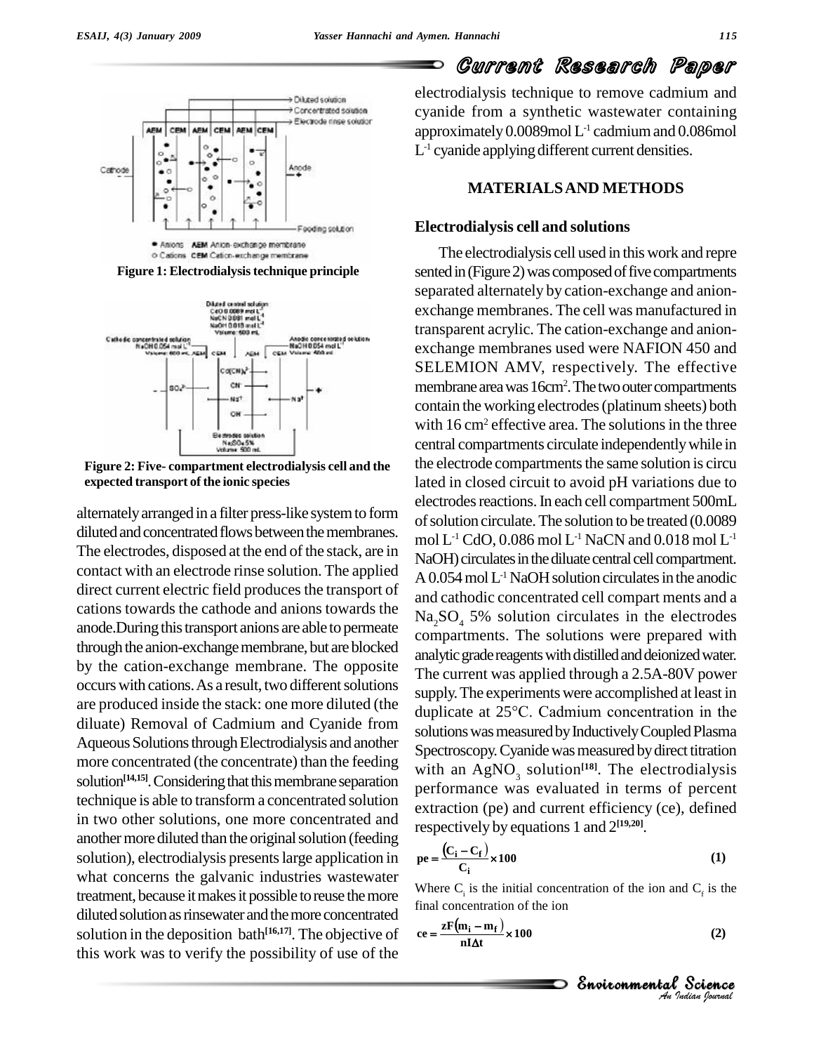Figure 1: Electrodialysis technique principle

Figure 2: Five- compartment electrodialysis cell and the expected transport of the ionic species

alternately arranged in a filter press-like system to form diluted and concentrated flows between the membranes. The electrodes, disposed at the end of the stack, are in contact with an electrode rinse solution. The applied direct current electric field produces the transport of cations towards the cathode and anions towards the anode.During this transport anions are able to permeate through the anion-exchange membrane, but are blocked by the cation-exchange membrane. The opposite occurs with cations. As a result, two different solutions are produced inside the stack: one more diluted (the diluate) Removal of Cadmium and Cyanide from Aqueous Solutions through Electrodialysis and another more concentrated (the concentrate) than the feeding solution[14,15]. Considering that this membrane separation technique is able to transform a concentrated solution in two other solutions, one more concentrated and another more diluted than the original solution (feeding solution), electrodialysis presents large application in what concerns the galvanic industries wastewater treatment, because it makes it possible to reuse the more diluted solution as rinsewater and the more concentrated solution in the deposition bath[16,17]. The objective of this work was to verify the possibility of use of the electrodialysis technique to remove cadmium and cyanide from a synthetic wastewater containing approximately 0.0089mol $L^{-1}$ cadmium and 0.086mol $L^{-1}$ cyanide applying different current densities.

## MATERIALS AND METHODS

### Electrodialysis cell and solutions

The electrodialysis cell used in this work and represented in (Figure 2) was composed of five compartments separated alternately by cation-exchange and anion-exchange membranes. The cell was manufactured in transparent acrylic. The cation-exchange and anion-exchange membranes used were NAFION 450 and SELEMION AMV, respectively. The effective membrane area was 16cm$^2$. The two outer compartments contain the working electrodes (platinum sheets) both with 16 cm$^2$ effective area. The solutions in the three central compartments circulate independently while in the electrode compartments the same solution is circulated in closed circuit to avoid pH variations due to electrodes reactions. In each cell compartment 500mL of solution circulate. The solution to be treated (0.0089 mol $L^{-1}$ CdO, 0.086 mol $L^{-1}$ NaCN and 0.018 mol $L^{-1}$ NaOH) circulates in the diluate central cell compartment. A 0.054 mol $L^{-1}$ NaOH solution circulates in the anodic and cathodic concentrated cell compart ments and a $Na_2SO_4$ 5% solution circulates in the electrodes compartments. The solutions were prepared with analytic grade reagents with distilled and deionized water. The current was applied through a 2.5A-80V power supply. The experiments were accomplished at least in duplicate at 25°C. Cadmium concentration in the solutions was measured by Inductively Coupled Plasma Spectroscopy. Cyanide was measured by direct titration with an $AgNO_3$ solution[18]. The electrodialysis performance was evaluated in terms of percent extraction (pe) and current efficiency (ce), defined respectively by equations 1 and 2[19,20].

$$\mathbf{pe} = \frac{(C_i - C_f)}{C_i} \times 100 \tag{1}$$

Where $C_i$ is the initial concentration of the ion and $C_f$ is the final concentration of the ion

$$\mathbf{ce} = \frac{zF(m_i - m_f)}{nI\Delta t} \times 100 \tag{2}$$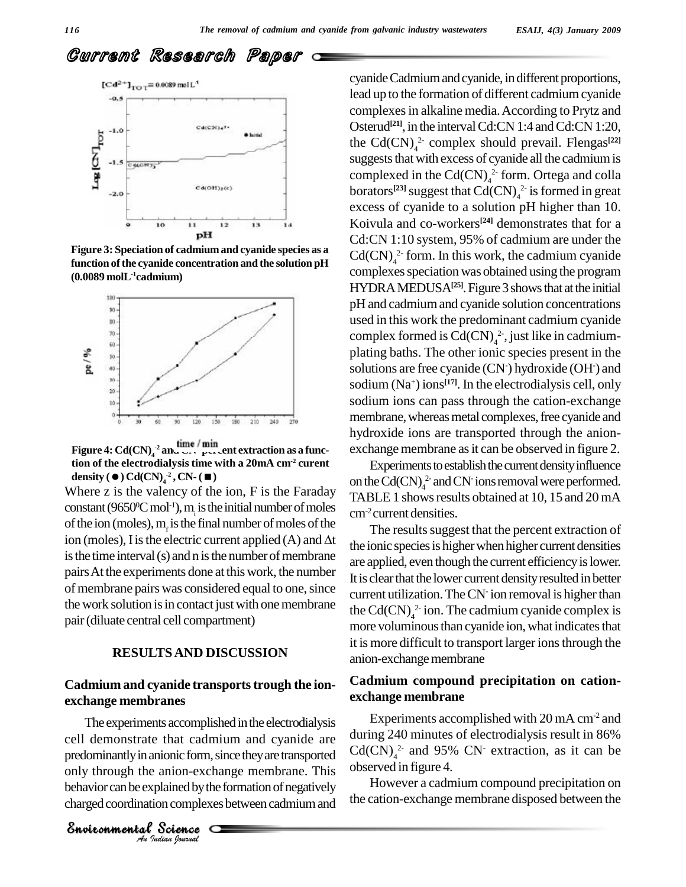Figure 3: Speciation of cadmium and cyanide species as a function of the cyanide concentration and the solution pH (0.0089 molL$^{-1}$cadmium)

Figure 4: $Cd(CN)_4^{-2}$ and $CN^-$ percent extraction as a function of the electrodialysis time with a 20mA cm$^{-2}$ curent density (●) $Cd(CN)_4^{-2}$, CN- (■)

Where z is the valency of the ion, F is the Faraday constant (96500C mol$^{-1}$), $m_i$ is the initial number of moles of the ion (moles), $m_f$ is the final number of moles of the ion (moles), I is the electric current applied (A) and $\Delta t$ is the time interval (s) and n is the number of membrane pairs At the experiments done at this work, the number of membrane pairs was considered equal to one, since the work solution is in contact just with one membrane pair (diluate central cell compartment)

## RESULTS AND DISCUSSION

### Cadmium and cyanide transports trough the ion-exchange membranes

The experiments accomplished in the electrodialysis cell demonstrate that cadmium and cyanide are predominantly in anionic form, since they are transported only through the anion-exchange membrane. This behavior can be explained by the formation of negatively charged coordination complexes between cadmium and cyanide Cadmium and cyanide, in different proportions, lead up to the formation of different cadmium cyanide complexes in alkaline media. According to Prytz and Osterud[21], in the interval Cd:CN 1:4 and Cd:CN 1:20, the $Cd(CN)_4^{2-}$ complex should prevail. Flengas[22] suggests that with excess of cyanide all the cadmium is complexed in the $Cd(CN)_4^{2-}$ form. Ortega and colla borators[23] suggest that $Cd(CN)_4^{2-}$ is formed in great excess of cyanide to a solution pH higher than 10. Koivula and co-workers[24] demonstrates that for a Cd:CN 1:10 system, 95% of cadmium are under the $Cd(CN)_4^{2-}$ form. In this work, the cadmium cyanide complexes speciation was obtained using the program HYDRA MEDUSA[25]. Figure 3 shows that at the initial pH and cadmium and cyanide solution concentrations used in this work the predominant cadmium cyanide complex formed is $Cd(CN)_4^{2-}$, just like in cadmium-plating baths. The other ionic species present in the solutions are free cyanide ($CN^-$) hydroxide ($OH^-$) and sodium ($Na^+$) ions[17]. In the electrodialysis cell, only sodium ions can pass through the cation-exchange membrane, whereas metal complexes, free cyanide and hydroxide ions are transported through the anion-exchange membrane as it can be observed in figure 2.

Experiments to establish the current density influence on the $Cd(CN)_4^{2-}$ and $CN^-$ ions removal were performed. TABLE 1 shows results obtained at 10, 15 and 20 mA cm$^{-2}$ current densities.

The results suggest that the percent extraction of the ionic species is higher when higher current densities are applied, even though the current efficiency is lower. It is clear that the lower current density resulted in better current utilization. The $CN^-$ ion removal is higher than the $Cd(CN)_4^{2-}$ ion. The cadmium cyanide complex is more voluminous than cyanide ion, what indicates that it is more difficult to transport larger ions through the anion-exchange membrane

### Cadmium compound precipitation on cation-exchange membrane

Experiments accomplished with 20 mA cm$^{-2}$ and during 240 minutes of electrodialysis result in 86% $Cd(CN)_4^{2-}$ and 95% $CN^-$ extraction, as it can be observed in figure 4.

However a cadmium compound precipitation on the cation-exchange membrane disposed between the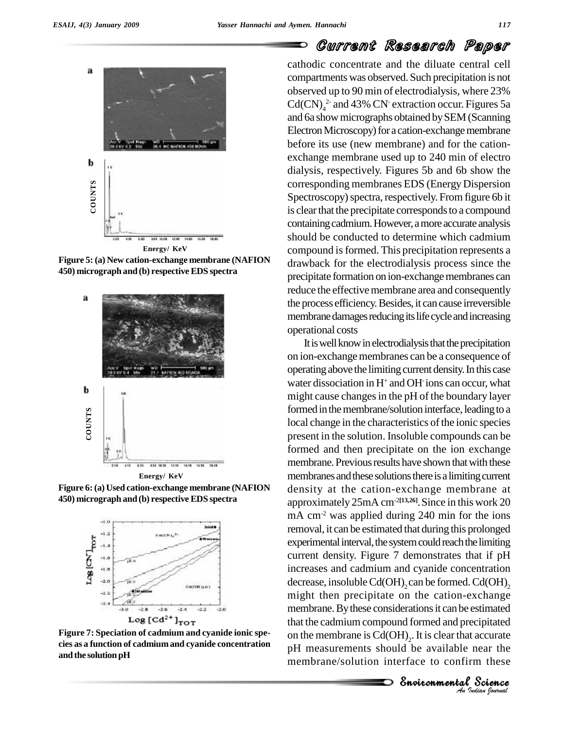Figure 5: (a) New cation-exchange membrane (NAFION 450) micrograph and (b) respective EDS spectra

Figure 6: (a) Used cation-exchange membrane (NAFION 450) micrograph and (b) respective EDS spectra

Figure 7: Speciation of cadmium and cyanide ionic species as a function of cadmium and cyanide concentration and the solution pH

cathodic concentrate and the diluate central cell compartments was observed. Such precipitation is not observed up to 90 min of electrodialysis, where 23% $Cd(CN)_4^{2-}$ and 43% $CN^-$ extraction occur. Figures 5a and 6a show micrographs obtained by SEM (Scanning Electron Microscopy) for a cation-exchange membrane before its use (new membrane) and for the cation-exchange membrane used up to 240 min of electro dialysis, respectively. Figures 5b and 6b show the corresponding membranes EDS (Energy Dispersion Spectroscopy) spectra, respectively. From figure 6b it is clear that the precipitate corresponds to a compound containing cadmium. However, a more accurate analysis should be conducted to determine which cadmium compound is formed. This precipitation represents a drawback for the electrodialysis process since the precipitate formation on ion-exchange membranes can reduce the effective membrane area and consequently the process efficiency. Besides, it can cause irreversible membrane damages reducing its life cycle and increasing operational costs

It is well know in electrodialysis that the precipitation on ion-exchange membranes can be a consequence of operating above the limiting current density. In this case water dissociation in $H^+$ and $OH^-$ ions can occur, what might cause changes in the pH of the boundary layer formed in the membrane/solution interface, leading to a local change in the characteristics of the ionic species present in the solution. Insoluble compounds can be formed and then precipitate on the ion exchange membrane. Previous results have shown that with these membranes and these solutions there is a limiting current density at the cation-exchange membrane at approximately 25mA $cm^{-2}$[13,26]. Since in this work 20 mA $cm^{-2}$ was applied during 240 min for the ions removal, it can be estimated that during this prolonged experimental interval, the system could reach the limiting current density. Figure 7 demonstrates that if pH increases and cadmium and cyanide concentration decrease, insoluble $Cd(OH)_2$ can be formed. $Cd(OH)_2$ might then precipitate on the cation-exchange membrane. By these considerations it can be estimated that the cadmium compound formed and precipitated on the membrane is $Cd(OH)_2$. It is clear that accurate pH measurements should be available near the membrane/solution interface to confirm these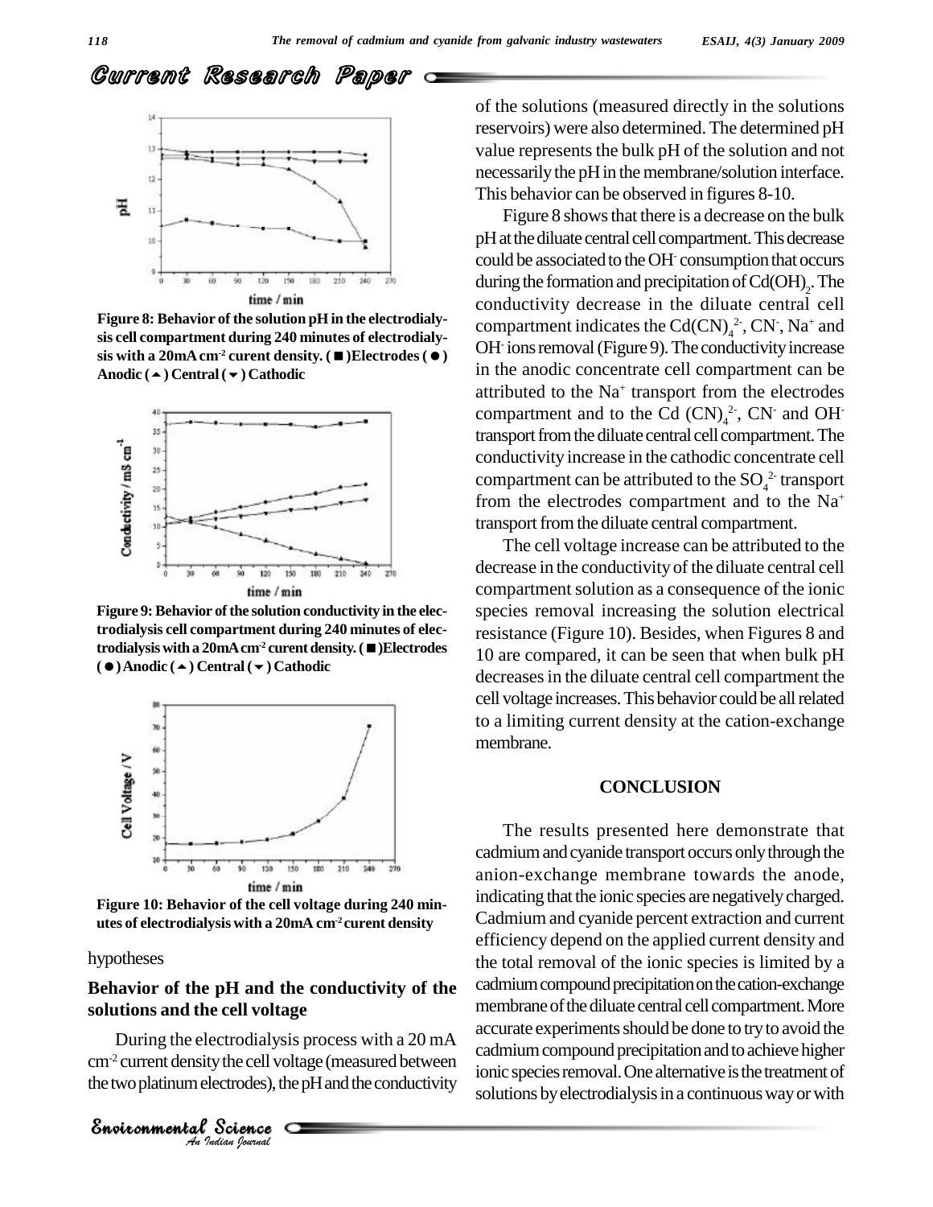Figure 8: Behavior of the solution pH in the electrodialysis cell compartment during 240 minutes of electrodialysis with a 20mA cm$^{-2}$ curent density. (■)Electrodes (●) Anodic (▲) Central (▼) Cathodic

Figure 9: Behavior of the solution conductivity in the electrodialysis cell compartment during 240 minutes of electrodialysis with a 20mA cm$^{-2}$ curent density. (■)Electrodes (●) Anodic (▲) Central (▼) Cathodic

Figure 10: Behavior of the cell voltage during 240 minutes of electrodialysis with a 20mA cm$^{-2}$ curent density

hypotheses

### Behavior of the pH and the conductivity of the solutions and the cell voltage

During the electrodialysis process with a 20 mA cm$^{-2}$ current density the cell voltage (measured between the two platinum electrodes), the pH and the conductivity of the solutions (measured directly in the solutions reservoirs) were also determined. The determined pH value represents the bulk pH of the solution and not necessarily the pH in the membrane/solution interface. This behavior can be observed in figures 8-10.

Figure 8 shows that there is a decrease on the bulk pH at the diluate central cell compartment. This decrease could be associated to the $OH^-$ consumption that occurs during the formation and precipitation of $Cd(OH)_2$. The conductivity decrease in the diluate central cell compartment indicates the $Cd(CN)_4^{2-}$, $CN^-$, $Na^+$ and $OH^-$ ions removal (Figure 9). The conductivity increase in the anodic concentrate cell compartment can be attributed to the $Na^+$ transport from the electrodes compartment and to the $Cd(CN)_4^{2-}$, $CN^-$ and $OH^-$ transport from the diluate central cell compartment. The conductivity increase in the cathodic concentrate cell compartment can be attributed to the $SO_4^{2-}$ transport from the electrodes compartment and to the $Na^+$ transport from the diluate central compartment.

The cell voltage increase can be attributed to the decrease in the conductivity of the diluate central cell compartment solution as a consequence of the ionic species removal increasing the solution electrical resistance (Figure 10). Besides, when Figures 8 and 10 are compared, it can be seen that when bulk pH decreases in the diluate central cell compartment the cell voltage increases. This behavior could be all related to a limiting current density at the cation-exchange membrane.

## CONCLUSION

The results presented here demonstrate that cadmium and cyanide transport occurs only through the anion-exchange membrane towards the anode, indicating that the ionic species are negatively charged. Cadmium and cyanide percent extraction and current efficiency depend on the applied current density and the total removal of the ionic species is limited by a cadmium compound precipitation on the cation-exchange membrane of the diluate central cell compartment. More accurate experiments should be done to try to avoid the cadmium compound precipitation and to achieve higher ionic species removal. One alternative is the treatment of solutions by electrodialysis in a continuous way or with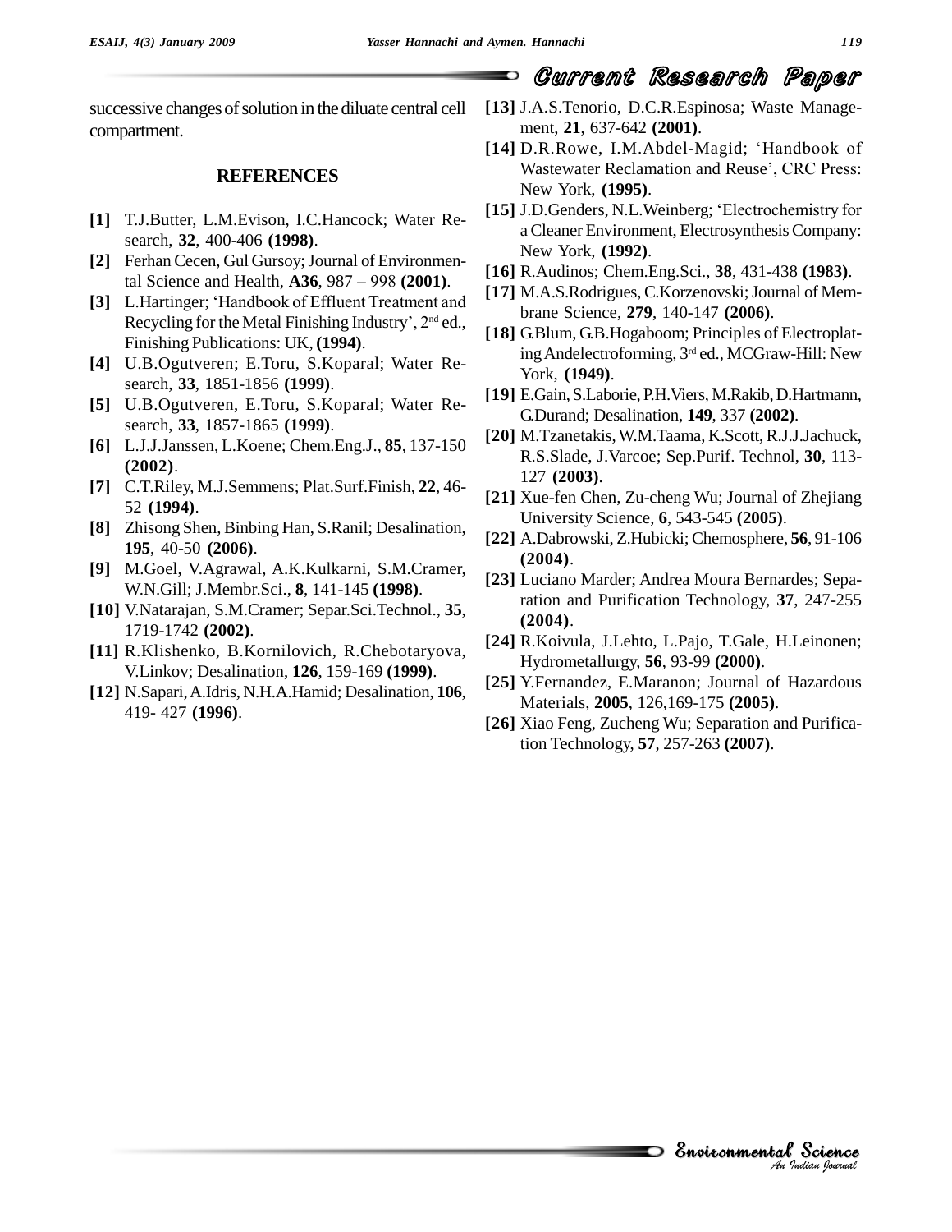successive changes of solution in the diluate central cell compartment.

## REFERENCES

**[1]** T.J.Butter, L.M.Evison, I.C.Hancock; Water Research, **32**, 400-406 **(1998)**.

**[2]** Ferhan Cecen, Gul Gursoy; Journal of Environmental Science and Health, **A36**, 987 – 998 **(2001)**.

**[3]** L.Hartinger; 'Handbook of Effluent Treatment and Recycling for the Metal Finishing Industry', 2nd ed., Finishing Publications: UK, **(1994)**.

**[4]** U.B.Ogutveren; E.Toru, S.Koparal; Water Research, **33**, 1851-1856 **(1999)**.

**[5]** U.B.Ogutveren, E.Toru, S.Koparal; Water Research, **33**, 1857-1865 **(1999)**.

**[6]** L.J.J.Janssen, L.Koene; Chem.Eng.J., **85**, 137-150 **(2002)**.

**[7]** C.T.Riley, M.J.Semmens; Plat.Surf.Finish, **22**, 46-52 **(1994)**.

**[8]** Zhisong Shen, Binbing Han, S.Ranil; Desalination, **195**, 40-50 **(2006)**.

**[9]** M.Goel, V.Agrawal, A.K.Kulkarni, S.M.Cramer, W.N.Gill; J.Membr.Sci., **8**, 141-145 **(1998)**.

**[10]** V.Natarajan, S.M.Cramer; Separ.Sci.Technol., **35**, 1719-1742 **(2002)**.

**[11]** R.Klishenko, B.Kornilovich, R.Chebotaryova, V.Linkov; Desalination, **126**, 159-169 **(1999)**.

**[12]** N.Sapari, A.Idris, N.H.A.Hamid; Desalination, **106**, 419- 427 **(1996)**.

**[13]** J.A.S.Tenorio, D.C.R.Espinosa; Waste Management, **21**, 637-642 **(2001)**.

**[14]** D.R.Rowe, I.M.Abdel-Magid; 'Handbook of Wastewater Reclamation and Reuse', CRC Press: New York, **(1995)**.

**[15]** J.D.Genders, N.L.Weinberg; 'Electrochemistry for a Cleaner Environment, Electrosynthesis Company: New York, **(1992)**.

**[16]** R.Audinos; Chem.Eng.Sci., **38**, 431-438 **(1983)**.

**[17]** M.A.S.Rodrigues, C.Korzenovski; Journal of Membrane Science, **279**, 140-147 **(2006)**.

**[18]** G.Blum, G.B.Hogaboom; Principles of Electroplating Andelectroforming, 3rd ed., MCGraw-Hill: New York, **(1949)**.

**[19]** E.Gain, S.Laborie, P.H.Viers, M.Rakib, D.Hartmann, G.Durand; Desalination, **149**, 337 **(2002)**.

**[20]** M.Tzanetakis, W.M.Taama, K.Scott, R.J.J.Jachuck, R.S.Slade, J.Varcoe; Sep.Purif. Technol, **30**, 113-127 **(2003)**.

**[21]** Xue-fen Chen, Zu-cheng Wu; Journal of Zhejiang University Science, **6**, 543-545 **(2005)**.

**[22]** A.Dabrowski, Z.Hubicki; Chemosphere, **56**, 91-106 **(2004)**.

**[23]** Luciano Marder; Andrea Moura Bernardes; Separation and Purification Technology, **37**, 247-255 **(2004)**.

**[24]** R.Koivula, J.Lehto, L.Pajo, T.Gale, H.Leinonen; Hydrometallurgy, **56**, 93-99 **(2000)**.

**[25]** Y.Fernandez, E.Maranon; Journal of Hazardous Materials, **2005**, 126,169-175 **(2005)**.

**[26]** Xiao Feng, Zucheng Wu; Separation and Purification Technology, **57**, 257-263 **(2007)**.